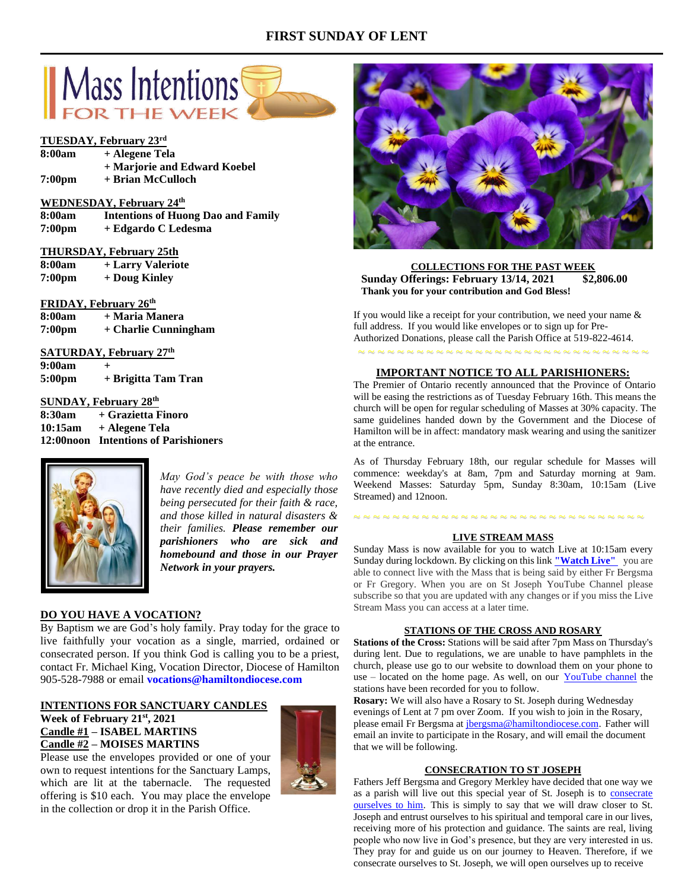# FIRST SUNDAY OF LENT

## Mass Intentions FOR THE WEEK

**TUESDAY, February 23rd**
**8:00am** + Alegene Tela
+ Marjorie and Edward Koebel
**7:00pm** + Brian McCulloch

**WEDNESDAY, February 24th**
**8:00am** Intentions of Huong Dao and Family
**7:00pm** + Edgardo C Ledesma

**THURSDAY, February 25th**
**8:00am** + Larry Valeriote
**7:00pm** + Doug Kinley

**FRIDAY, February 26th**
**8:00am** + Maria Manera
**7:00pm** + Charlie Cunningham

**SATURDAY, February 27th**
**9:00am** +
**5:00pm** + Brigitta Tam Tran

**SUNDAY, February 28th**
**8:30am** + Grazietta Finoro
**10:15am** + Alegene Tela
**12:00noon** Intentions of Parishioners

*May God's peace be with those who have recently died and especially those being persecuted for their faith & race, and those killed in natural disasters & their families.* ***Please remember our parishioners who are sick and homebound and those in our Prayer Network in your prayers.***

**DO YOU HAVE A VOCATION?**

By Baptism we are God's holy family. Pray today for the grace to live faithfully your vocation as a single, married, ordained or consecrated person. If you think God is calling you to be a priest, contact Fr. Michael King, Vocation Director, Diocese of Hamilton 905-528-7988 or email **vocations@hamiltondiocese.com**

**INTENTIONS FOR SANCTUARY CANDLES**
**Week of February 21st, 2021**
**Candle #1 – ISABEL MARTINS**
**Candle #2 – MOISES MARTINS**

Please use the envelopes provided or one of your own to request intentions for the Sanctuary Lamps, which are lit at the tabernacle. The requested offering is $10 each. You may place the envelope in the collection or drop it in the Parish Office.

**COLLECTIONS FOR THE PAST WEEK**
**Sunday Offerings: February 13/14, 2021 $2,806.00**
**Thank you for your contribution and God Bless!**

If you would like a receipt for your contribution, we need your name & full address. If you would like envelopes or to sign up for Pre-Authorized Donations, please call the Parish Office at 519-822-4614.

**IMPORTANT NOTICE TO ALL PARISHIONERS:**

The Premier of Ontario recently announced that the Province of Ontario will be easing the restrictions as of Tuesday February 16th. This means the church will be open for regular scheduling of Masses at 30% capacity. The same guidelines handed down by the Government and the Diocese of Hamilton will be in affect: mandatory mask wearing and using the sanitizer at the entrance.

As of Thursday February 18th, our regular schedule for Masses will commence: weekday's at 8am, 7pm and Saturday morning at 9am. Weekend Masses: Saturday 5pm, Sunday 8:30am, 10:15am (Live Streamed) and 12noon.

**LIVE STREAM MASS**

Sunday Mass is now available for you to watch Live at 10:15am every Sunday during lockdown. By clicking on this link **"Watch Live"** you are able to connect live with the Mass that is being said by either Fr Bergsma or Fr Gregory. When you are on St Joseph YouTube Channel please subscribe so that you are updated with any changes or if you miss the Live Stream Mass you can access at a later time.

**STATIONS OF THE CROSS AND ROSARY**

**Stations of the Cross:** Stations will be said after 7pm Mass on Thursday's during lent. Due to regulations, we are unable to have pamphlets in the church, please use go to our website to download them on your phone to use – located on the home page. As well, on our YouTube channel the stations have been recorded for you to follow.

**Rosary:** We will also have a Rosary to St. Joseph during Wednesday evenings of Lent at 7 pm over Zoom. If you wish to join in the Rosary, please email Fr Bergsma at jbergsma@hamiltondiocese.com. Father will email an invite to participate in the Rosary, and will email the document that we will be following.

**CONSECRATION TO ST JOSEPH**

Fathers Jeff Bergsma and Gregory Merkley have decided that one way we as a parish will live out this special year of St. Joseph is to consecrate ourselves to him. This is simply to say that we will draw closer to St. Joseph and entrust ourselves to his spiritual and temporal care in our lives, receiving more of his protection and guidance. The saints are real, living people who now live in God's presence, but they are very interested in us. They pray for and guide us on our journey to Heaven. Therefore, if we consecrate ourselves to St. Joseph, we will open ourselves up to receive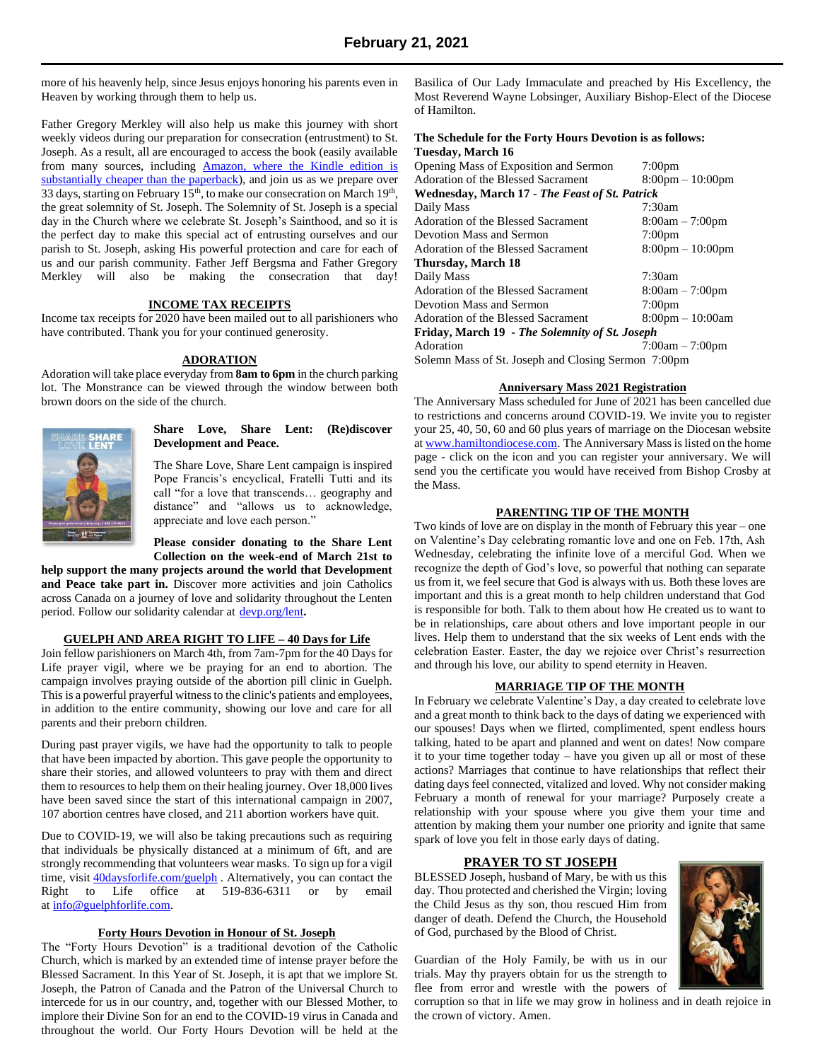more of his heavenly help, since Jesus enjoys honoring his parents even in Heaven by working through them to help us.

Father Gregory Merkley will also help us make this journey with short weekly videos during our preparation for consecration (entrustment) to St. Joseph. As a result, all are encouraged to access the book (easily available from many sources, including Amazon, where the Kindle edition is substantially cheaper than the paperback), and join us as we prepare over 33 days, starting on February 15th, to make our consecration on March 19th, the great solemnity of St. Joseph. The Solemnity of St. Joseph is a special day in the Church where we celebrate St. Joseph's Sainthood, and so it is the perfect day to make this special act of entrusting ourselves and our parish to St. Joseph, asking His powerful protection and care for each of us and our parish community. Father Jeff Bergsma and Father Gregory Merkley will also be making the consecration that day!

## INCOME TAX RECEIPTS

Income tax receipts for 2020 have been mailed out to all parishioners who have contributed. Thank you for your continued generosity.

## ADORATION

Adoration will take place everyday from **8am to 6pm** in the church parking lot. The Monstrance can be viewed through the window between both brown doors on the side of the church.

**Share Love, Share Lent: (Re)discover Development and Peace.**

The Share Love, Share Lent campaign is inspired Pope Francis's encyclical, Fratelli Tutti and its call "for a love that transcends… geography and distance" and "allows us to acknowledge, appreciate and love each person."

**Please consider donating to the Share Lent Collection on the week-end of March 21st to help support the many projects around the world that Development and Peace take part in.** Discover more activities and join Catholics across Canada on a journey of love and solidarity throughout the Lenten period. Follow our solidarity calendar at devp.org/lent**.**

## GUELPH AND AREA RIGHT TO LIFE – 40 Days for Life

Join fellow parishioners on March 4th, from 7am-7pm for the 40 Days for Life prayer vigil, where we be praying for an end to abortion. The campaign involves praying outside of the abortion pill clinic in Guelph. This is a powerful prayerful witness to the clinic's patients and employees, in addition to the entire community, showing our love and care for all parents and their preborn children.

During past prayer vigils, we have had the opportunity to talk to people that have been impacted by abortion. This gave people the opportunity to share their stories, and allowed volunteers to pray with them and direct them to resources to help them on their healing journey. Over 18,000 lives have been saved since the start of this international campaign in 2007, 107 abortion centres have closed, and 211 abortion workers have quit.

Due to COVID-19, we will also be taking precautions such as requiring that individuals be physically distanced at a minimum of 6ft, and are strongly recommending that volunteers wear masks. To sign up for a vigil time, visit 40daysforlife.com/guelph . Alternatively, you can contact the Right to Life office at 519-836-6311 or by email at info@guelphforlife.com.

## Forty Hours Devotion in Honour of St. Joseph

The "Forty Hours Devotion" is a traditional devotion of the Catholic Church, which is marked by an extended time of intense prayer before the Blessed Sacrament. In this Year of St. Joseph, it is apt that we implore St. Joseph, the Patron of Canada and the Patron of the Universal Church to intercede for us in our country, and, together with our Blessed Mother, to implore their Divine Son for an end to the COVID-19 virus in Canada and throughout the world. Our Forty Hours Devotion will be held at the Basilica of Our Lady Immaculate and preached by His Excellency, the Most Reverend Wayne Lobsinger, Auxiliary Bishop-Elect of the Diocese of Hamilton.

**The Schedule for the Forty Hours Devotion is as follows:**

| | |
|---|---|
| **Tuesday, March 16** | |
| Opening Mass of Exposition and Sermon | 7:00pm |
| Adoration of the Blessed Sacrament | 8:00pm – 10:00pm |
| **Wednesday, March 17 - *The Feast of St. Patrick*** | |
| Daily Mass | 7:30am |
| Adoration of the Blessed Sacrament | 8:00am – 7:00pm |
| Devotion Mass and Sermon | 7:00pm |
| Adoration of the Blessed Sacrament | 8:00pm – 10:00pm |
| **Thursday, March 18** | |
| Daily Mass | 7:30am |
| Adoration of the Blessed Sacrament | 8:00am – 7:00pm |
| Devotion Mass and Sermon | 7:00pm |
| Adoration of the Blessed Sacrament | 8:00pm – 10:00am |
| **Friday, March 19 - *The Solemnity of St. Joseph*** | |
| Adoration | 7:00am – 7:00pm |
| Solemn Mass of St. Joseph and Closing Sermon | 7:00pm |

## Anniversary Mass 2021 Registration

The Anniversary Mass scheduled for June of 2021 has been cancelled due to restrictions and concerns around COVID-19. We invite you to register your 25, 40, 50, 60 and 60 plus years of marriage on the Diocesan website at www.hamiltondiocese.com. The Anniversary Mass is listed on the home page - click on the icon and you can register your anniversary. We will send you the certificate you would have received from Bishop Crosby at the Mass.

## PARENTING TIP OF THE MONTH

Two kinds of love are on display in the month of February this year – one on Valentine's Day celebrating romantic love and one on Feb. 17th, Ash Wednesday, celebrating the infinite love of a merciful God. When we recognize the depth of God's love, so powerful that nothing can separate us from it, we feel secure that God is always with us. Both these loves are important and this is a great month to help children understand that God is responsible for both. Talk to them about how He created us to want to be in relationships, care about others and love important people in our lives. Help them to understand that the six weeks of Lent ends with the celebration Easter. Easter, the day we rejoice over Christ's resurrection and through his love, our ability to spend eternity in Heaven.

## MARRIAGE TIP OF THE MONTH

In February we celebrate Valentine's Day, a day created to celebrate love and a great month to think back to the days of dating we experienced with our spouses! Days when we flirted, complimented, spent endless hours talking, hated to be apart and planned and went on dates! Now compare it to your time together today – have you given up all or most of these actions? Marriages that continue to have relationships that reflect their dating days feel connected, vitalized and loved. Why not consider making February a month of renewal for your marriage? Purposely create a relationship with your spouse where you give them your time and attention by making them your number one priority and ignite that same spark of love you felt in those early days of dating.

## PRAYER TO ST JOSEPH

BLESSED Joseph, husband of Mary, be with us this day. Thou protected and cherished the Virgin; loving the Child Jesus as thy son, thou rescued Him from danger of death. Defend the Church, the Household of God, purchased by the Blood of Christ.

Guardian of the Holy Family, be with us in our trials. May thy prayers obtain for us the strength to flee from error and wrestle with the powers of corruption so that in life we may grow in holiness and in death rejoice in the crown of victory. Amen.